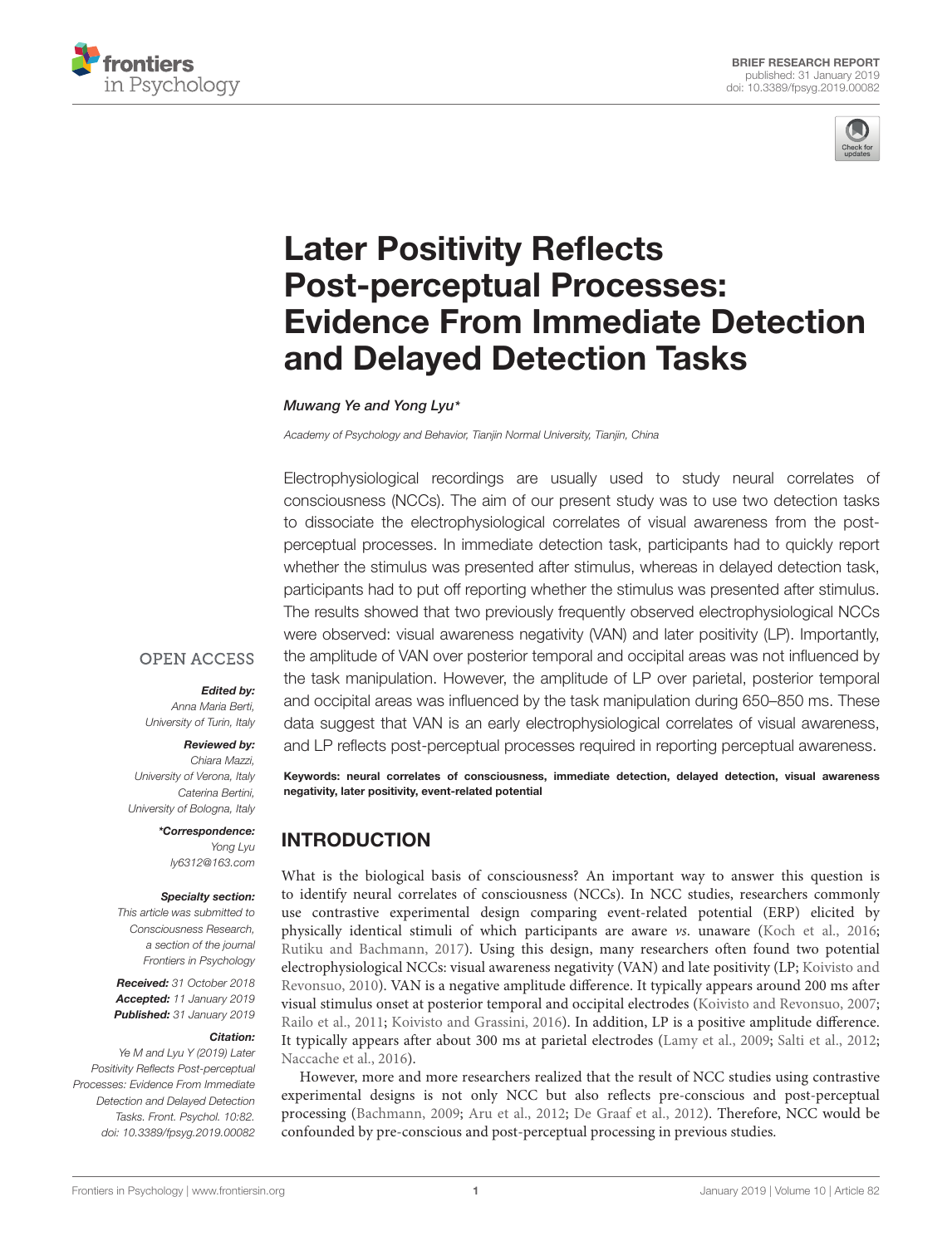BRIEF RESEARCH REPORT
published: 31 January 2019
doi: 10.3389/fpsyg.2019.00082

# Later Positivity Reflects Post-perceptual Processes: Evidence From Immediate Detection and Delayed Detection Tasks

*Muwang Ye and Yong Lyu\**

*Academy of Psychology and Behavior, Tianjin Normal University, Tianjin, China*

Electrophysiological recordings are usually used to study neural correlates of consciousness (NCCs). The aim of our present study was to use two detection tasks to dissociate the electrophysiological correlates of visual awareness from the post-perceptual processes. In immediate detection task, participants had to quickly report whether the stimulus was presented after stimulus, whereas in delayed detection task, participants had to put off reporting whether the stimulus was presented after stimulus. The results showed that two previously frequently observed electrophysiological NCCs were observed: visual awareness negativity (VAN) and later positivity (LP). Importantly, the amplitude of VAN over posterior temporal and occipital areas was not influenced by the task manipulation. However, the amplitude of LP over parietal, posterior temporal and occipital areas was influenced by the task manipulation during 650–850 ms. These data suggest that VAN is an early electrophysiological correlates of visual awareness, and LP reflects post-perceptual processes required in reporting perceptual awareness.

**Keywords: neural correlates of consciousness, immediate detection, delayed detection, visual awareness negativity, later positivity, event-related potential**

OPEN ACCESS

***Edited by:***
*Anna Maria Berti,*
*University of Turin, Italy*

***Reviewed by:***
*Chiara Mazzi,*
*University of Verona, Italy*
*Caterina Bertini,*
*University of Bologna, Italy*

***\*Correspondence:***
*Yong Lyu*
*ly6312@163.com*

***Specialty section:***
*This article was submitted to Consciousness Research, a section of the journal Frontiers in Psychology*

***Received:*** *31 October 2018*
***Accepted:*** *11 January 2019*
***Published:*** *31 January 2019*

***Citation:***
*Ye M and Lyu Y (2019) Later Positivity Reflects Post-perceptual Processes: Evidence From Immediate Detection and Delayed Detection Tasks. Front. Psychol. 10:82. doi: 10.3389/fpsyg.2019.00082*

## INTRODUCTION

What is the biological basis of consciousness? An important way to answer this question is to identify neural correlates of consciousness (NCCs). In NCC studies, researchers commonly use contrastive experimental design comparing event-related potential (ERP) elicited by physically identical stimuli of which participants are aware *vs.* unaware (Koch et al., 2016; Rutiku and Bachmann, 2017). Using this design, many researchers often found two potential electrophysiological NCCs: visual awareness negativity (VAN) and late positivity (LP; Koivisto and Revonsuo, 2010). VAN is a negative amplitude difference. It typically appears around 200 ms after visual stimulus onset at posterior temporal and occipital electrodes (Koivisto and Revonsuo, 2007; Railo et al., 2011; Koivisto and Grassini, 2016). In addition, LP is a positive amplitude difference. It typically appears after about 300 ms at parietal electrodes (Lamy et al., 2009; Salti et al., 2012; Naccache et al., 2016).

However, more and more researchers realized that the result of NCC studies using contrastive experimental designs is not only NCC but also reflects pre-conscious and post-perceptual processing (Bachmann, 2009; Aru et al., 2012; De Graaf et al., 2012). Therefore, NCC would be confounded by pre-conscious and post-perceptual processing in previous studies.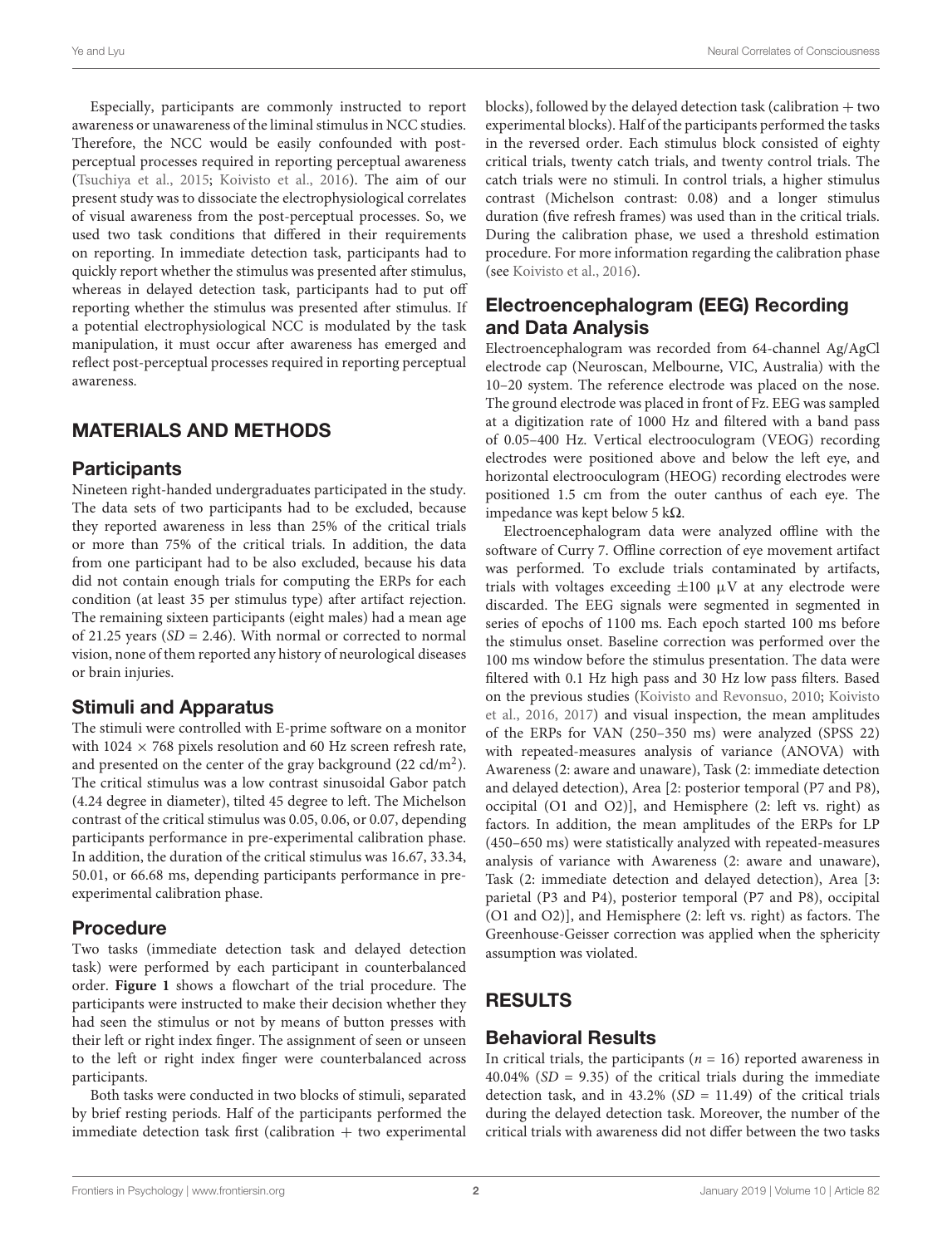Especially, participants are commonly instructed to report awareness or unawareness of the liminal stimulus in NCC studies. Therefore, the NCC would be easily confounded with post-perceptual processes required in reporting perceptual awareness (Tsuchiya et al., 2015; Koivisto et al., 2016). The aim of our present study was to dissociate the electrophysiological correlates of visual awareness from the post-perceptual processes. So, we used two task conditions that differed in their requirements on reporting. In immediate detection task, participants had to quickly report whether the stimulus was presented after stimulus, whereas in delayed detection task, participants had to put off reporting whether the stimulus was presented after stimulus. If a potential electrophysiological NCC is modulated by the task manipulation, it must occur after awareness has emerged and reflect post-perceptual processes required in reporting perceptual awareness.

## MATERIALS AND METHODS

### Participants

Nineteen right-handed undergraduates participated in the study. The data sets of two participants had to be excluded, because they reported awareness in less than 25% of the critical trials or more than 75% of the critical trials. In addition, the data from one participant had to be also excluded, because his data did not contain enough trials for computing the ERPs for each condition (at least 35 per stimulus type) after artifact rejection. The remaining sixteen participants (eight males) had a mean age of 21.25 years ($SD$ = 2.46). With normal or corrected to normal vision, none of them reported any history of neurological diseases or brain injuries.

### Stimuli and Apparatus

The stimuli were controlled with E-prime software on a monitor with 1024 × 768 pixels resolution and 60 Hz screen refresh rate, and presented on the center of the gray background (22 cd/m$^2$). The critical stimulus was a low contrast sinusoidal Gabor patch (4.24 degree in diameter), tilted 45 degree to left. The Michelson contrast of the critical stimulus was 0.05, 0.06, or 0.07, depending participants performance in pre-experimental calibration phase. In addition, the duration of the critical stimulus was 16.67, 33.34, 50.01, or 66.68 ms, depending participants performance in pre-experimental calibration phase.

### Procedure

Two tasks (immediate detection task and delayed detection task) were performed by each participant in counterbalanced order. **Figure 1** shows a flowchart of the trial procedure. The participants were instructed to make their decision whether they had seen the stimulus or not by means of button presses with their left or right index finger. The assignment of seen or unseen to the left or right index finger were counterbalanced across participants.

Both tasks were conducted in two blocks of stimuli, separated by brief resting periods. Half of the participants performed the immediate detection task first (calibration + two experimental blocks), followed by the delayed detection task (calibration + two experimental blocks). Half of the participants performed the tasks in the reversed order. Each stimulus block consisted of eighty critical trials, twenty catch trials, and twenty control trials. The catch trials were no stimuli. In control trials, a higher stimulus contrast (Michelson contrast: 0.08) and a longer stimulus duration (five refresh frames) was used than in the critical trials. During the calibration phase, we used a threshold estimation procedure. For more information regarding the calibration phase (see Koivisto et al., 2016).

### Electroencephalogram (EEG) Recording and Data Analysis

Electroencephalogram was recorded from 64-channel Ag/AgCl electrode cap (Neuroscan, Melbourne, VIC, Australia) with the 10–20 system. The reference electrode was placed on the nose. The ground electrode was placed in front of Fz. EEG was sampled at a digitization rate of 1000 Hz and filtered with a band pass of 0.05–400 Hz. Vertical electrooculogram (VEOG) recording electrodes were positioned above and below the left eye, and horizontal electrooculogram (HEOG) recording electrodes were positioned 1.5 cm from the outer canthus of each eye. The impedance was kept below 5 kΩ.

Electroencephalogram data were analyzed offline with the software of Curry 7. Offline correction of eye movement artifact was performed. To exclude trials contaminated by artifacts, trials with voltages exceeding ±100 μV at any electrode were discarded. The EEG signals were segmented in segmented in series of epochs of 1100 ms. Each epoch started 100 ms before the stimulus onset. Baseline correction was performed over the 100 ms window before the stimulus presentation. The data were filtered with 0.1 Hz high pass and 30 Hz low pass filters. Based on the previous studies (Koivisto and Revonsuo, 2010; Koivisto et al., 2016, 2017) and visual inspection, the mean amplitudes of the ERPs for VAN (250–350 ms) were analyzed (SPSS 22) with repeated-measures analysis of variance (ANOVA) with Awareness (2: aware and unaware), Task (2: immediate detection and delayed detection), Area [2: posterior temporal (P7 and P8), occipital (O1 and O2)], and Hemisphere (2: left vs. right) as factors. In addition, the mean amplitudes of the ERPs for LP (450–650 ms) were statistically analyzed with repeated-measures analysis of variance with Awareness (2: aware and unaware), Task (2: immediate detection and delayed detection), Area [3: parietal (P3 and P4), posterior temporal (P7 and P8), occipital (O1 and O2)], and Hemisphere (2: left vs. right) as factors. The Greenhouse-Geisser correction was applied when the sphericity assumption was violated.

## RESULTS

### Behavioral Results

In critical trials, the participants ($n$ = 16) reported awareness in 40.04% ($SD$ = 9.35) of the critical trials during the immediate detection task, and in 43.2% ($SD$ = 11.49) of the critical trials during the delayed detection task. Moreover, the number of the critical trials with awareness did not differ between the two tasks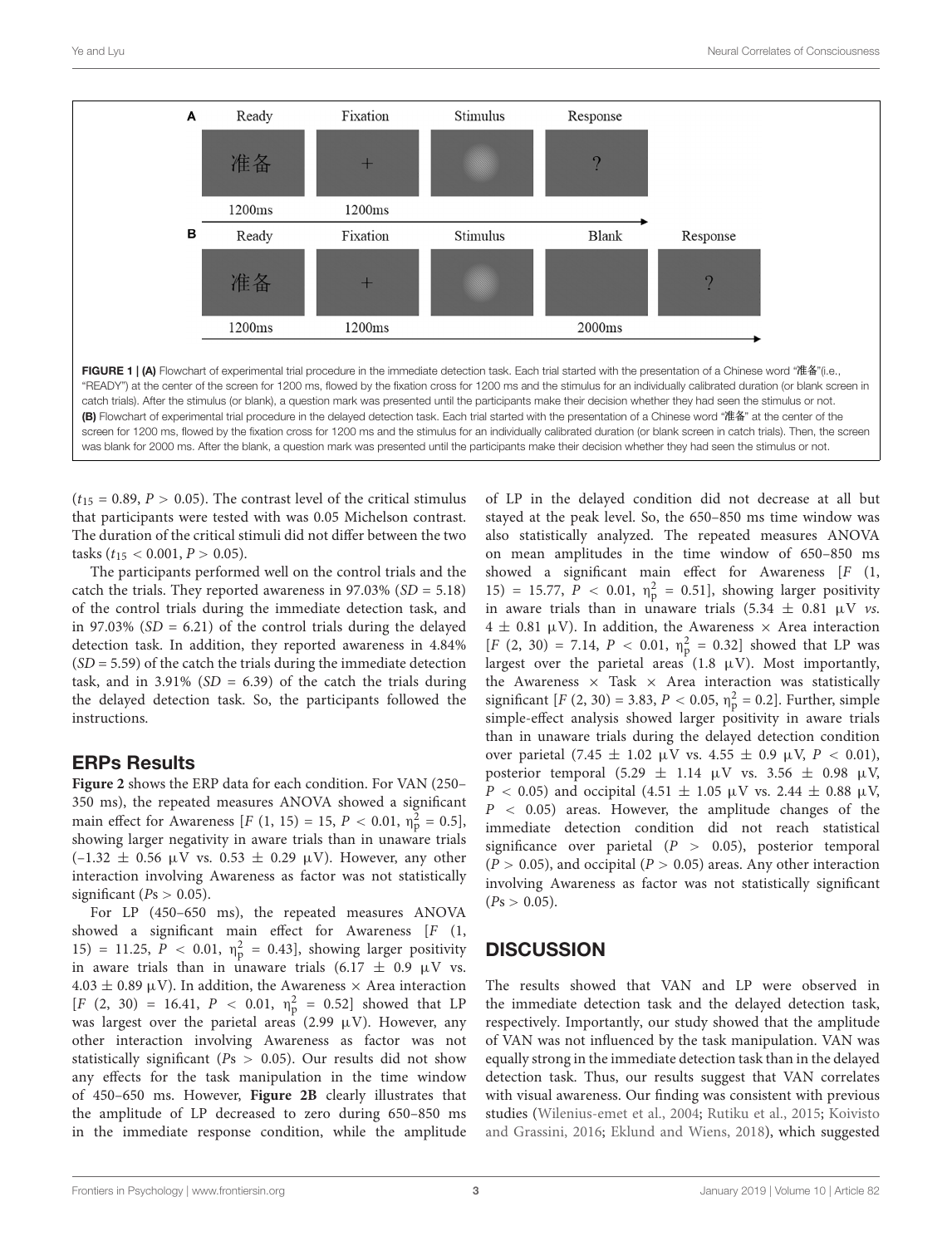FIGURE 1 | (A) Flowchart of experimental trial procedure in the immediate detection task. Each trial started with the presentation of a Chinese word "准备"(i.e., "READY") at the center of the screen for 1200 ms, flowed by the fixation cross for 1200 ms and the stimulus for an individually calibrated duration (or blank screen in catch trials). After the stimulus (or blank), a question mark was presented until the participants make their decision whether they had seen the stimulus or not. (B) Flowchart of experimental trial procedure in the delayed detection task. Each trial started with the presentation of a Chinese word "准备" at the center of the screen for 1200 ms, flowed by the fixation cross for 1200 ms and the stimulus for an individually calibrated duration (or blank screen in catch trials). Then, the screen was blank for 2000 ms. After the blank, a question mark was presented until the participants make their decision whether they had seen the stimulus or not.

($t_{15}$ = 0.89, $P > 0.05$). The contrast level of the critical stimulus that participants were tested with was 0.05 Michelson contrast. The duration of the critical stimuli did not differ between the two tasks ($t_{15} < 0.001$, $P > 0.05$).

The participants performed well on the control trials and the catch the trials. They reported awareness in 97.03% ($SD$ = 5.18) of the control trials during the immediate detection task, and in 97.03% ($SD$ = 6.21) of the control trials during the delayed detection task. In addition, they reported awareness in 4.84% ($SD$ = 5.59) of the catch the trials during the immediate detection task, and in 3.91% ($SD$ = 6.39) of the catch the trials during the delayed detection task. So, the participants followed the instructions.

## ERPs Results

**Figure 2** shows the ERP data for each condition. For VAN (250–350 ms), the repeated measures ANOVA showed a significant main effect for Awareness [$F$ (1, 15) = 15, $P < 0.01$, $\eta_p^2 = 0.5$], showing larger negativity in aware trials than in unaware trials (–1.32 ± 0.56 μV vs. 0.53 ± 0.29 μV). However, any other interaction involving Awareness as factor was not statistically significant ($P$s > 0.05).

For LP (450–650 ms), the repeated measures ANOVA showed a significant main effect for Awareness [$F$ (1, 15) = 11.25, $P < 0.01$, $\eta_p^2 = 0.43$], showing larger positivity in aware trials than in unaware trials (6.17 ± 0.9 μV vs. 4.03 ± 0.89 μV). In addition, the Awareness × Area interaction [$F$ (2, 30) = 16.41, $P < 0.01$, $\eta_p^2 = 0.52$] showed that LP was largest over the parietal areas (2.99 μV). However, any other interaction involving Awareness as factor was not statistically significant ($P$s > 0.05). Our results did not show any effects for the task manipulation in the time window of 450–650 ms. However, **Figure 2B** clearly illustrates that the amplitude of LP decreased to zero during 650–850 ms in the immediate response condition, while the amplitude of LP in the delayed condition did not decrease at all but stayed at the peak level. So, the 650–850 ms time window was also statistically analyzed. The repeated measures ANOVA on mean amplitudes in the time window of 650–850 ms showed a significant main effect for Awareness [$F$ (1, 15) = 15.77, $P < 0.01$, $\eta_p^2 = 0.51$], showing larger positivity in aware trials than in unaware trials (5.34 ± 0.81 μV *vs.* 4 ± 0.81 μV). In addition, the Awareness × Area interaction [$F$ (2, 30) = 7.14, $P < 0.01$, $\eta_p^2 = 0.32$] showed that LP was largest over the parietal areas (1.8 μV). Most importantly, the Awareness × Task × Area interaction was statistically significant [$F$ (2, 30) = 3.83, $P < 0.05$, $\eta_p^2 = 0.2$]. Further, simple simple-effect analysis showed larger positivity in aware trials than in unaware trials during the delayed detection condition over parietal (7.45 ± 1.02 μV vs. 4.55 ± 0.9 μV, $P < 0.01$), posterior temporal (5.29 ± 1.14 μV vs. 3.56 ± 0.98 μV, $P < 0.05$) and occipital (4.51 ± 1.05 μV vs. 2.44 ± 0.88 μV, $P < 0.05$) areas. However, the amplitude changes of the immediate detection condition did not reach statistical significance over parietal ($P > 0.05$), posterior temporal ($P > 0.05$), and occipital ($P > 0.05$) areas. Any other interaction involving Awareness as factor was not statistically significant ($P$s > 0.05).

## DISCUSSION

The results showed that VAN and LP were observed in the immediate detection task and the delayed detection task, respectively. Importantly, our study showed that the amplitude of VAN was not influenced by the task manipulation. VAN was equally strong in the immediate detection task than in the delayed detection task. Thus, our results suggest that VAN correlates with visual awareness. Our finding was consistent with previous studies (Wilenius-emet et al., 2004; Rutiku et al., 2015; Koivisto and Grassini, 2016; Eklund and Wiens, 2018), which suggested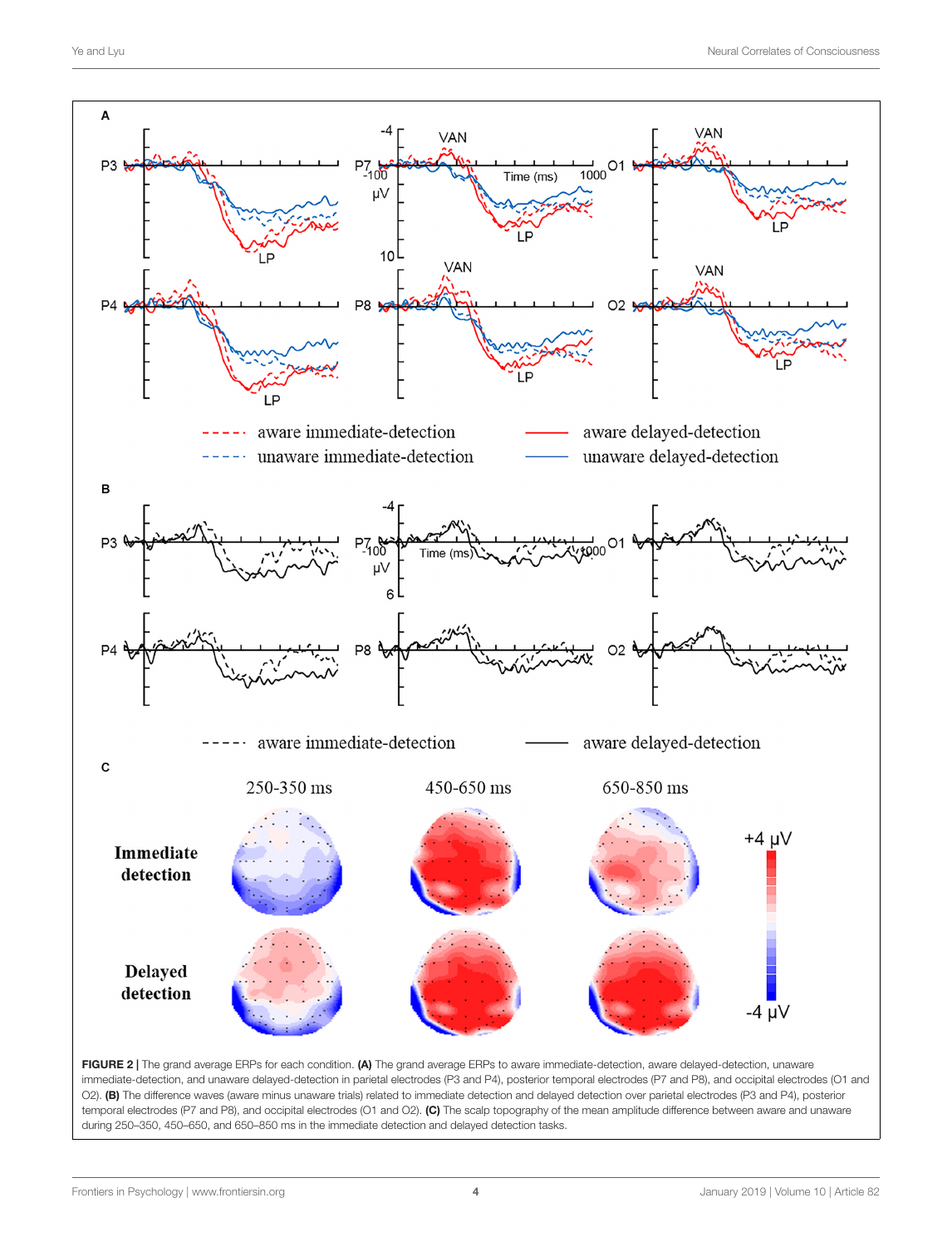FIGURE 2 | The grand average ERPs for each condition. **(A)** The grand average ERPs to aware immediate-detection, aware delayed-detection, unaware immediate-detection, and unaware delayed-detection in parietal electrodes (P3 and P4), posterior temporal electrodes (P7 and P8), and occipital electrodes (O1 and O2). **(B)** The difference waves (aware minus unaware trials) related to immediate detection and delayed detection over parietal electrodes (P3 and P4), posterior temporal electrodes (P7 and P8), and occipital electrodes (O1 and O2). **(C)** The scalp topography of the mean amplitude difference between aware and unaware during 250–350, 450–650, and 650–850 ms in the immediate detection and delayed detection tasks.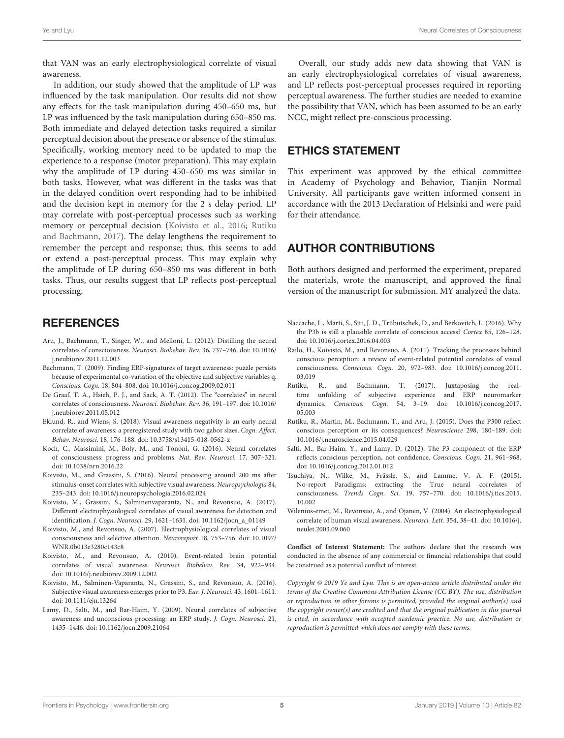that VAN was an early electrophysiological correlate of visual awareness.

In addition, our study showed that the amplitude of LP was influenced by the task manipulation. Our results did not show any effects for the task manipulation during 450–650 ms, but LP was influenced by the task manipulation during 650–850 ms. Both immediate and delayed detection tasks required a similar perceptual decision about the presence or absence of the stimulus. Specifically, working memory need to be updated to map the experience to a response (motor preparation). This may explain why the amplitude of LP during 450–650 ms was similar in both tasks. However, what was different in the tasks was that in the delayed condition overt responding had to be inhibited and the decision kept in memory for the 2 s delay period. LP may correlate with post-perceptual processes such as working memory or perceptual decision (Koivisto et al., 2016; Rutiku and Bachmann, 2017). The delay lengthens the requirement to remember the percept and response; thus, this seems to add or extend a post-perceptual process. This may explain why the amplitude of LP during 650–850 ms was different in both tasks. Thus, our results suggest that LP reflects post-perceptual processing.

Overall, our study adds new data showing that VAN is an early electrophysiological correlates of visual awareness, and LP reflects post-perceptual processes required in reporting perceptual awareness. The further studies are needed to examine the possibility that VAN, which has been assumed to be an early NCC, might reflect pre-conscious processing.

## ETHICS STATEMENT

This experiment was approved by the ethical committee in Academy of Psychology and Behavior, Tianjin Normal University. All participants gave written informed consent in accordance with the 2013 Declaration of Helsinki and were paid for their attendance.

## AUTHOR CONTRIBUTIONS

Both authors designed and performed the experiment, prepared the materials, wrote the manuscript, and approved the final version of the manuscript for submission. MY analyzed the data.

## REFERENCES

Aru, J., Bachmann, T., Singer, W., and Melloni, L. (2012). Distilling the neural correlates of consciousness. *Neurosci. Biobehav. Rev.* 36, 737–746. doi: 10.1016/j.neubiorev.2011.12.003

Bachmann, T. (2009). Finding ERP-signatures of target awareness: puzzle persists because of experimental co-variation of the objective and subjective variables q. *Conscious. Cogn.* 18, 804–808. doi: 10.1016/j.concog.2009.02.011

De Graaf, T. A., Hsieh, P. J., and Sack, A. T. (2012). The "correlates" in neural correlates of consciousness. *Neurosci. Biobehav. Rev.* 36, 191–197. doi: 10.1016/j.neubiorev.2011.05.012

Eklund, R., and Wiens, S. (2018). Visual awareness negativity is an early neural correlate of awareness: a preregistered study with two gabor sizes. *Cogn. Affect. Behav. Neurosci.* 18, 176–188. doi: 10.3758/s13415-018-0562-z

Koch, C., Massimini, M., Boly, M., and Tononi, G. (2016). Neural correlates of consciousness: progress and problems. *Nat. Rev. Neurosci.* 17, 307–321. doi: 10.1038/nrn.2016.22

Koivisto, M., and Grassini, S. (2016). Neural processing around 200 ms after stimulus-onset correlates with subjective visual awareness. *Neuropsychologia* 84, 235–243. doi: 10.1016/j.neuropsychologia.2016.02.024

Koivisto, M., Grassini, S., Salminenvaparanta, N., and Revonsuo, A. (2017). Different electrophysiological correlates of visual awareness for detection and identification. *J. Cogn. Neurosci.* 29, 1621–1631. doi: 10.1162/jocn_a_01149

Koivisto, M., and Revonsuo, A. (2007). Electrophysiological correlates of visual consciousness and selective attention. *Neuroreport* 18, 753–756. doi: 10.1097/WNR.0b013e3280c143c8

Koivisto, M., and Revonsuo, A. (2010). Event-related brain potential correlates of visual awareness. *Neurosci. Biobehav. Rev.* 34, 922–934. doi: 10.1016/j.neubiorev.2009.12.002

Koivisto, M., Salminen-Vaparanta, N., Grassini, S., and Revonsuo, A. (2016). Subjective visual awareness emerges prior to P3. *Eur. J. Neurosci.* 43, 1601–1611. doi: 10.1111/ejn.13264

Lamy, D., Salti, M., and Bar-Haim, Y. (2009). Neural correlates of subjective awareness and unconscious processing: an ERP study. *J. Cogn. Neurosci.* 21, 1435–1446. doi: 10.1162/jocn.2009.21064

Naccache, L., Marti, S., Sitt, J. D., Trübutschek, D., and Berkovitch, L. (2016). Why the P3b is still a plausible correlate of conscious access? *Cortex* 85, 126–128. doi: 10.1016/j.cortex.2016.04.003

Railo, H., Koivisto, M., and Revonsuo, A. (2011). Tracking the processes behind conscious perception: a review of event-related potential correlates of visual consciousness. *Conscious. Cogn.* 20, 972–983. doi: 10.1016/j.concog.2011.03.019

Rutiku, R., and Bachmann, T. (2017). Juxtaposing the real-time unfolding of subjective experience and ERP neuromarker dynamics. *Conscious. Cogn.* 54, 3–19. doi: 10.1016/j.concog.2017.05.003

Rutiku, R., Martin, M., Bachmann, T., and Aru, J. (2015). Does the P300 reflect conscious perception or its consequences? *Neuroscience* 298, 180–189. doi: 10.1016/j.neuroscience.2015.04.029

Salti, M., Bar-Haim, Y., and Lamy, D. (2012). The P3 component of the ERP reflects conscious perception, not confidence. *Conscious. Cogn.* 21, 961–968. doi: 10.1016/j.concog.2012.01.012

Tsuchiya, N., Wilke, M., Frässle, S., and Lamme, V. A. F. (2015). No-report Paradigms: extracting the True neural correlates of consciousness. *Trends Cogn. Sci.* 19, 757–770. doi: 10.1016/j.tics.2015.10.002

Wilenius-emet, M., Revonsuo, A., and Ojanen, V. (2004). An electrophysiological correlate of human visual awareness. *Neurosci. Lett.* 354, 38–41. doi: 10.1016/j.neulet.2003.09.060

**Conflict of Interest Statement:** The authors declare that the research was conducted in the absence of any commercial or financial relationships that could be construed as a potential conflict of interest.

*Copyright © 2019 Ye and Lyu. This is an open-access article distributed under the terms of the Creative Commons Attribution License (CC BY). The use, distribution or reproduction in other forums is permitted, provided the original author(s) and the copyright owner(s) are credited and that the original publication in this journal is cited, in accordance with accepted academic practice. No use, distribution or reproduction is permitted which does not comply with these terms.*